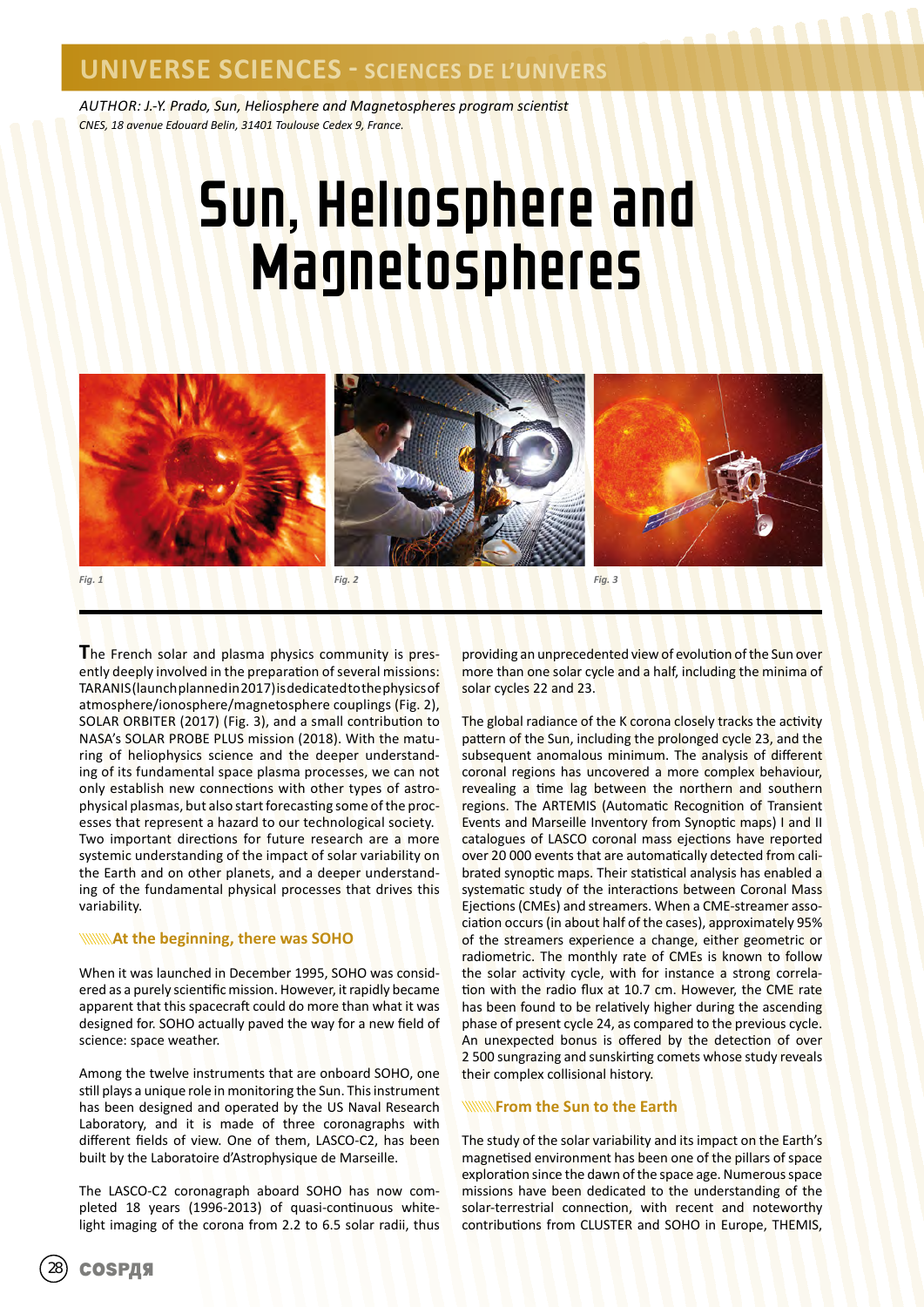UNIVERSE SCIENCES - SCIENCES DE L'UNIVERS

*AUTHOR: J.-Y. Prado, Sun, Heliosphere and Magnetospheres program scientist*
*CNES, 18 avenue Edouard Belin, 31401 Toulouse Cedex 9, France.*

# Sun, Heliosphere and Magnetospheres

*Fig. 1*

*Fig. 2*

*Fig. 3*

The French solar and plasma physics community is presently deeply involved in the preparation of several missions: TARANIS (launch planned in 2017) is dedicated to the physics of atmosphere/ionosphere/magnetosphere couplings (Fig. 2), SOLAR ORBITER (2017) (Fig. 3), and a small contribution to NASA's SOLAR PROBE PLUS mission (2018). With the maturing of heliophysics science and the deeper understanding of its fundamental space plasma processes, we can not only establish new connections with other types of astrophysical plasmas, but also start forecasting some of the processes that represent a hazard to our technological society. Two important directions for future research are a more systemic understanding of the impact of solar variability on the Earth and on other planets, and a deeper understanding of the fundamental physical processes that drives this variability.

## At the beginning, there was SOHO

When it was launched in December 1995, SOHO was considered as a purely scientific mission. However, it rapidly became apparent that this spacecraft could do more than what it was designed for. SOHO actually paved the way for a new field of science: space weather.

Among the twelve instruments that are onboard SOHO, one still plays a unique role in monitoring the Sun. This instrument has been designed and operated by the US Naval Research Laboratory, and it is made of three coronagraphs with different fields of view. One of them, LASCO-C2, has been built by the Laboratoire d'Astrophysique de Marseille.

The LASCO-C2 coronagraph aboard SOHO has now completed 18 years (1996-2013) of quasi-continuous white-light imaging of the corona from 2.2 to 6.5 solar radii, thus providing an unprecedented view of evolution of the Sun over more than one solar cycle and a half, including the minima of solar cycles 22 and 23.

The global radiance of the K corona closely tracks the activity pattern of the Sun, including the prolonged cycle 23, and the subsequent anomalous minimum. The analysis of different coronal regions has uncovered a more complex behaviour, revealing a time lag between the northern and southern regions. The ARTEMIS (Automatic Recognition of Transient Events and Marseille Inventory from Synoptic maps) I and II catalogues of LASCO coronal mass ejections have reported over 20 000 events that are automatically detected from calibrated synoptic maps. Their statistical analysis has enabled a systematic study of the interactions between Coronal Mass Ejections (CMEs) and streamers. When a CME-streamer association occurs (in about half of the cases), approximately 95% of the streamers experience a change, either geometric or radiometric. The monthly rate of CMEs is known to follow the solar activity cycle, with for instance a strong correlation with the radio flux at 10.7 cm. However, the CME rate has been found to be relatively higher during the ascending phase of present cycle 24, as compared to the previous cycle. An unexpected bonus is offered by the detection of over 2 500 sungrazing and sunskirting comets whose study reveals their complex collisional history.

## From the Sun to the Earth

The study of the solar variability and its impact on the Earth's magnetised environment has been one of the pillars of space exploration since the dawn of the space age. Numerous space missions have been dedicated to the understanding of the solar-terrestrial connection, with recent and noteworthy contributions from CLUSTER and SOHO in Europe, THEMIS,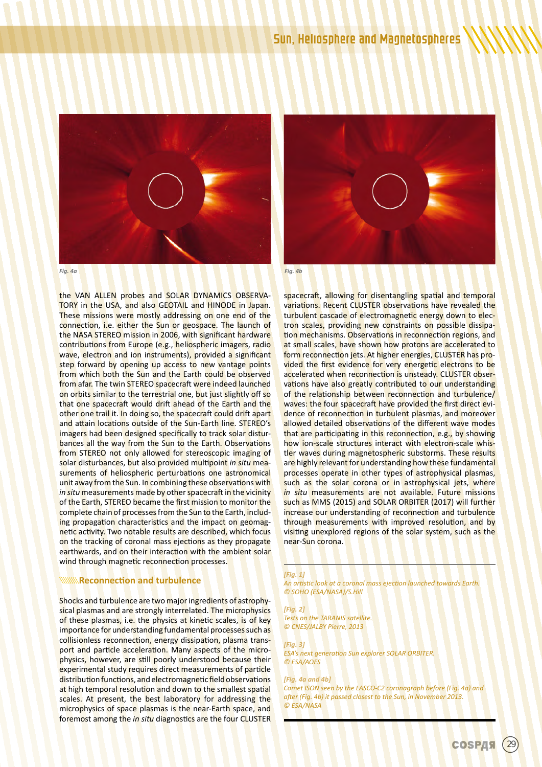Fig. 4a

Fig. 4b

the VAN ALLEN probes and SOLAR DYNAMICS OBSERVATORY in the USA, and also GEOTAIL and HINODE in Japan. These missions were mostly addressing on one end of the connection, i.e. either the Sun or geospace. The launch of the NASA STEREO mission in 2006, with significant hardware contributions from Europe (e.g., heliospheric imagers, radio wave, electron and ion instruments), provided a significant step forward by opening up access to new vantage points from which both the Sun and the Earth could be observed from afar. The twin STEREO spacecraft were indeed launched on orbits similar to the terrestrial one, but just slightly off so that one spacecraft would drift ahead of the Earth and the other one trail it. In doing so, the spacecraft could drift apart and attain locations outside of the Sun-Earth line. STEREO's imagers had been designed specifically to track solar disturbances all the way from the Sun to the Earth. Observations from STEREO not only allowed for stereoscopic imaging of solar disturbances, but also provided multipoint *in situ* measurements of heliospheric perturbations one astronomical unit away from the Sun. In combining these observations with *in situ* measurements made by other spacecraft in the vicinity of the Earth, STEREO became the first mission to monitor the complete chain of processes from the Sun to the Earth, including propagation characteristics and the impact on geomagnetic activity. Two notable results are described, which focus on the tracking of coronal mass ejections as they propagate earthwards, and on their interaction with the ambient solar wind through magnetic reconnection processes.

## Reconnection and turbulence

Shocks and turbulence are two major ingredients of astrophysical plasmas and are strongly interrelated. The microphysics of these plasmas, i.e. the physics at kinetic scales, is of key importance for understanding fundamental processes such as collisionless reconnection, energy dissipation, plasma transport and particle acceleration. Many aspects of the microphysics, however, are still poorly understood because their experimental study requires direct measurements of particle distribution functions, and electromagnetic field observations at high temporal resolution and down to the smallest spatial scales. At present, the best laboratory for addressing the microphysics of space plasmas is the near-Earth space, and foremost among the *in situ* diagnostics are the four CLUSTER spacecraft, allowing for disentangling spatial and temporal variations. Recent CLUSTER observations have revealed the turbulent cascade of electromagnetic energy down to electron scales, providing new constraints on possible dissipation mechanisms. Observations in reconnection regions, and at small scales, have shown how protons are accelerated to form reconnection jets. At higher energies, CLUSTER has provided the first evidence for very energetic electrons to be accelerated when reconnection is unsteady. CLUSTER observations have also greatly contributed to our understanding of the relationship between reconnection and turbulence/waves: the four spacecraft have provided the first direct evidence of reconnection in turbulent plasmas, and moreover allowed detailed observations of the different wave modes that are participating in this reconnection, e.g., by showing how ion-scale structures interact with electron-scale whistler waves during magnetospheric substorms. These results are highly relevant for understanding how these fundamental processes operate in other types of astrophysical plasmas, such as the solar corona or in astrophysical jets, where *in situ* measurements are not available. Future missions such as MMS (2015) and SOLAR ORBITER (2017) will further increase our understanding of reconnection and turbulence through measurements with improved resolution, and by visiting unexplored regions of the solar system, such as the near-Sun corona.

*[Fig. 1]*
*An artistic look at a coronal mass ejection launched towards Earth.*
*© SOHO (ESA/NASA)/S.Hill*

*[Fig. 2]*
*Tests on the TARANIS satellite.*
*© CNES/JALBY Pierre, 2013*

*[Fig. 3]*
*ESA's next generation Sun explorer SOLAR ORBITER.*
*© ESA/AOES*

*[Fig. 4a and 4b]*
*Comet ISON seen by the LASCO-C2 coronagraph before (Fig. 4a) and after (Fig. 4b) it passed closest to the Sun, in November 2013.*
*© ESA/NASA*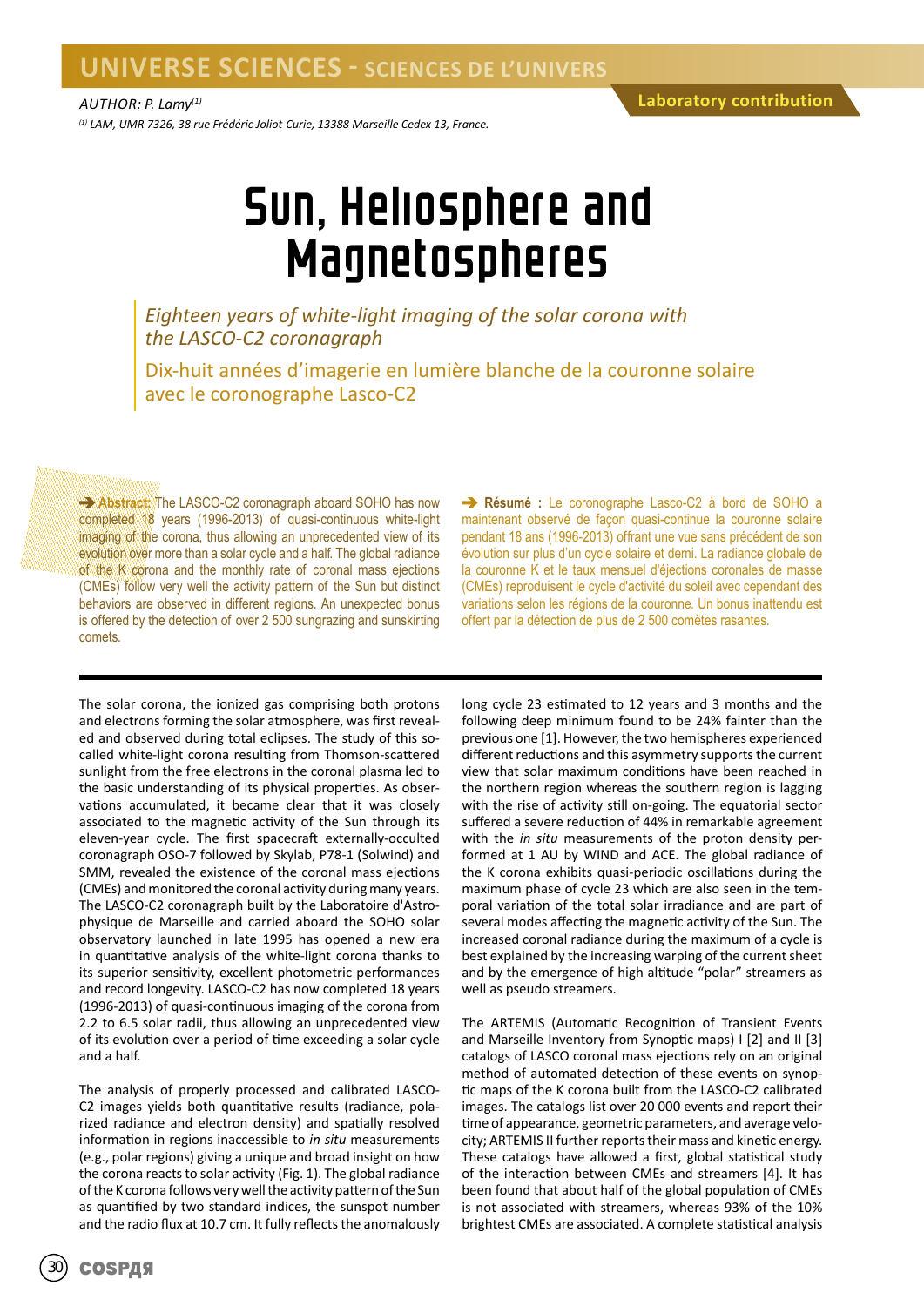UNIVERSE SCIENCES - SCIENCES DE L'UNIVERS

AUTHOR: P. Lamy[(1)]

Laboratory contribution

[(1)] LAM, UMR 7326, 38 rue Frédéric Joliot-Curie, 13388 Marseille Cedex 13, France.

# Sun, Heliosphere and Magnetospheres

## *Eighteen years of white-light imaging of the solar corona with the LASCO-C2 coronagraph*

## Dix-huit années d'imagerie en lumière blanche de la couronne solaire avec le coronographe Lasco-C2

➔ **Abstract:** The LASCO-C2 coronagraph aboard SOHO has now completed 18 years (1996-2013) of quasi-continuous white-light imaging of the corona, thus allowing an unprecedented view of its evolution over more than a solar cycle and a half. The global radiance of the K corona and the monthly rate of coronal mass ejections (CMEs) follow very well the activity pattern of the Sun but distinct behaviors are observed in different regions. An unexpected bonus is offered by the detection of over 2 500 sungrazing and sunskirting comets.

➔ **Résumé :** Le coronographe Lasco-C2 à bord de SOHO a maintenant observé de façon quasi-continue la couronne solaire pendant 18 ans (1996-2013) offrant une vue sans précédent de son évolution sur plus d'un cycle solaire et demi. La radiance globale de la couronne K et le taux mensuel d'éjections coronales de masse (CMEs) reproduisent le cycle d'activité du soleil avec cependant des variations selon les régions de la couronne. Un bonus inattendu est offert par la détection de plus de 2 500 comètes rasantes.

The solar corona, the ionized gas comprising both protons and electrons forming the solar atmosphere, was first revealed and observed during total eclipses. The study of this so-called white-light corona resulting from Thomson-scattered sunlight from the free electrons in the coronal plasma led to the basic understanding of its physical properties. As observations accumulated, it became clear that it was closely associated to the magnetic activity of the Sun through its eleven-year cycle. The first spacecraft externally-occulted coronagraph OSO-7 followed by Skylab, P78-1 (Solwind) and SMM, revealed the existence of the coronal mass ejections (CMEs) and monitored the coronal activity during many years. The LASCO-C2 coronagraph built by the Laboratoire d'Astrophysique de Marseille and carried aboard the SOHO solar observatory launched in late 1995 has opened a new era in quantitative analysis of the white-light corona thanks to its superior sensitivity, excellent photometric performances and record longevity. LASCO-C2 has now completed 18 years (1996-2013) of quasi-continuous imaging of the corona from 2.2 to 6.5 solar radii, thus allowing an unprecedented view of its evolution over a period of time exceeding a solar cycle and a half.

The analysis of properly processed and calibrated LASCO-C2 images yields both quantitative results (radiance, polarized radiance and electron density) and spatially resolved information in regions inaccessible to *in situ* measurements (e.g., polar regions) giving a unique and broad insight on how the corona reacts to solar activity (Fig. 1). The global radiance of the K corona follows very well the activity pattern of the Sun as quantified by two standard indices, the sunspot number and the radio flux at 10.7 cm. It fully reflects the anomalously long cycle 23 estimated to 12 years and 3 months and the following deep minimum found to be 24% fainter than the previous one [1]. However, the two hemispheres experienced different reductions and this asymmetry supports the current view that solar maximum conditions have been reached in the northern region whereas the southern region is lagging with the rise of activity still on-going. The equatorial sector suffered a severe reduction of 44% in remarkable agreement with the *in situ* measurements of the proton density performed at 1 AU by WIND and ACE. The global radiance of the K corona exhibits quasi-periodic oscillations during the maximum phase of cycle 23 which are also seen in the temporal variation of the total solar irradiance and are part of several modes affecting the magnetic activity of the Sun. The increased coronal radiance during the maximum of a cycle is best explained by the increasing warping of the current sheet and by the emergence of high altitude "polar" streamers as well as pseudo streamers.

The ARTEMIS (Automatic Recognition of Transient Events and Marseille Inventory from Synoptic maps) I [2] and II [3] catalogs of LASCO coronal mass ejections rely on an original method of automated detection of these events on synoptic maps of the K corona built from the LASCO-C2 calibrated images. The catalogs list over 20 000 events and report their time of appearance, geometric parameters, and average velocity; ARTEMIS II further reports their mass and kinetic energy. These catalogs have allowed a first, global statistical study of the interaction between CMEs and streamers [4]. It has been found that about half of the global population of CMEs is not associated with streamers, whereas 93% of the 10% brightest CMEs are associated. A complete statistical analysis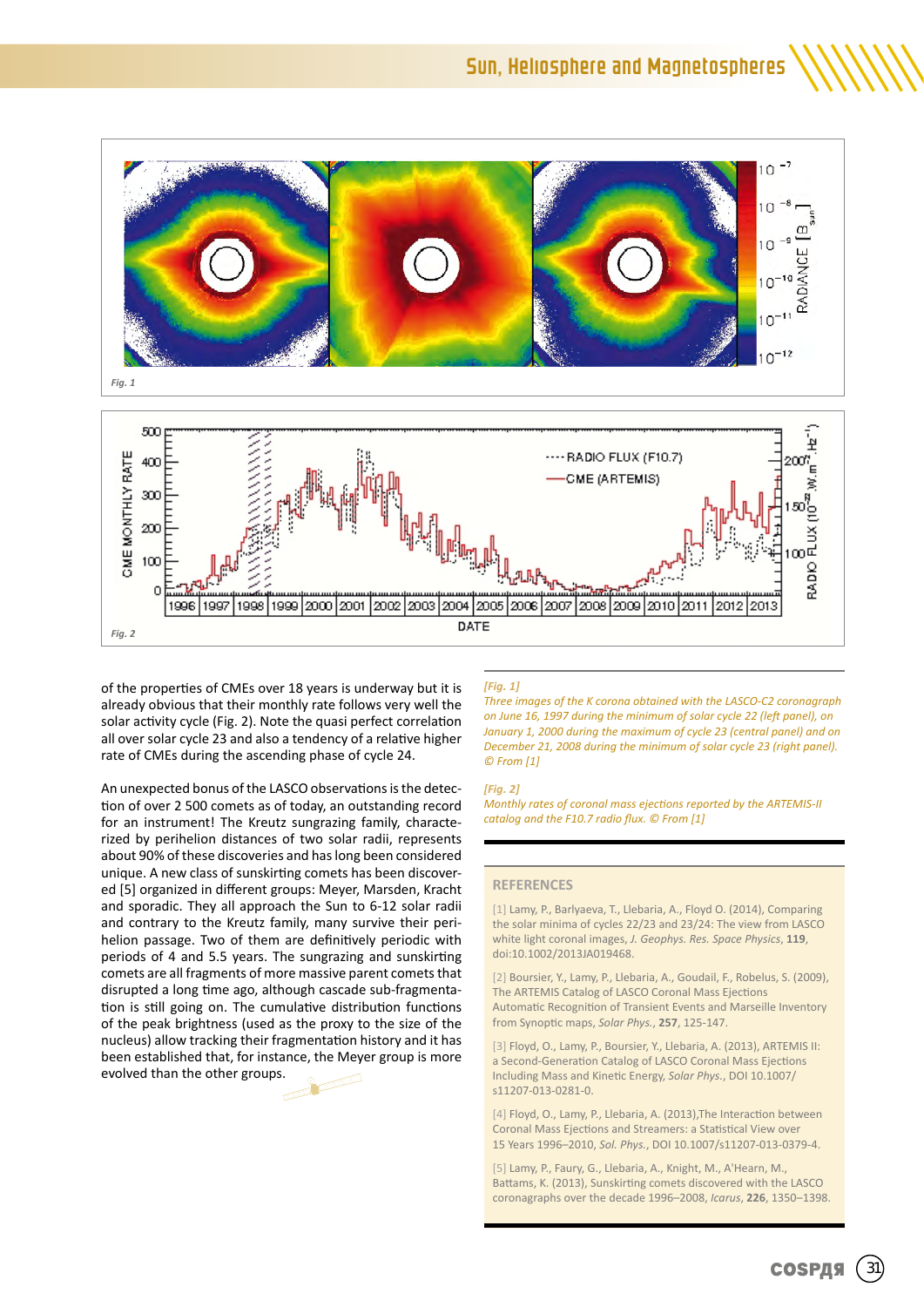*Fig. 1*

*Fig. 2*

of the properties of CMEs over 18 years is underway but it is already obvious that their monthly rate follows very well the solar activity cycle (Fig. 2). Note the quasi perfect correlation all over solar cycle 23 and also a tendency of a relative higher rate of CMEs during the ascending phase of cycle 24.

An unexpected bonus of the LASCO observations is the detection of over 2 500 comets as of today, an outstanding record for an instrument! The Kreutz sungrazing family, characterized by perihelion distances of two solar radii, represents about 90% of these discoveries and has long been considered unique. A new class of sunskirting comets has been discovered [5] organized in different groups: Meyer, Marsden, Kracht and sporadic. They all approach the Sun to 6-12 solar radii and contrary to the Kreutz family, many survive their perihelion passage. Two of them are definitively periodic with periods of 4 and 5.5 years. The sungrazing and sunskirting comets are all fragments of more massive parent comets that disrupted a long time ago, although cascade sub-fragmentation is still going on. The cumulative distribution functions of the peak brightness (used as the proxy to the size of the nucleus) allow tracking their fragmentation history and it has been established that, for instance, the Meyer group is more evolved than the other groups.

*[Fig. 1]*
*Three images of the K corona obtained with the LASCO-C2 coronagraph on June 16, 1997 during the minimum of solar cycle 22 (left panel), on January 1, 2000 during the maximum of cycle 23 (central panel) and on December 21, 2008 during the minimum of solar cycle 23 (right panel). © From [1]*

*[Fig. 2]*
*Monthly rates of coronal mass ejections reported by the ARTEMIS-II catalog and the F10.7 radio flux. © From [1]*

## REFERENCES

[1] Lamy, P., Barlyaeva, T., Llebaria, A., Floyd O. (2014), Comparing the solar minima of cycles 22/23 and 23/24: The view from LASCO white light coronal images, *J. Geophys. Res. Space Physics*, **119**, doi:10.1002/2013JA019468.

[2] Boursier, Y., Lamy, P., Llebaria, A., Goudail, F., Robelus, S. (2009), The ARTEMIS Catalog of LASCO Coronal Mass Ejections Automatic Recognition of Transient Events and Marseille Inventory from Synoptic maps, *Solar Phys.*, **257**, 125-147.

[3] Floyd, O., Lamy, P., Boursier, Y., Llebaria, A. (2013), ARTEMIS II: a Second-Generation Catalog of LASCO Coronal Mass Ejections Including Mass and Kinetic Energy, *Solar Phys.*, DOI 10.1007/s11207-013-0281-0.

[4] Floyd, O., Lamy, P., Llebaria, A. (2013),The Interaction between Coronal Mass Ejections and Streamers: a Statistical View over 15 Years 1996–2010, *Sol. Phys.*, DOI 10.1007/s11207-013-0379-4.

[5] Lamy, P., Faury, G., Llebaria, A., Knight, M., A'Hearn, M., Battams, K. (2013), Sunskirting comets discovered with the LASCO coronagraphs over the decade 1996–2008, *Icarus*, **226**, 1350–1398.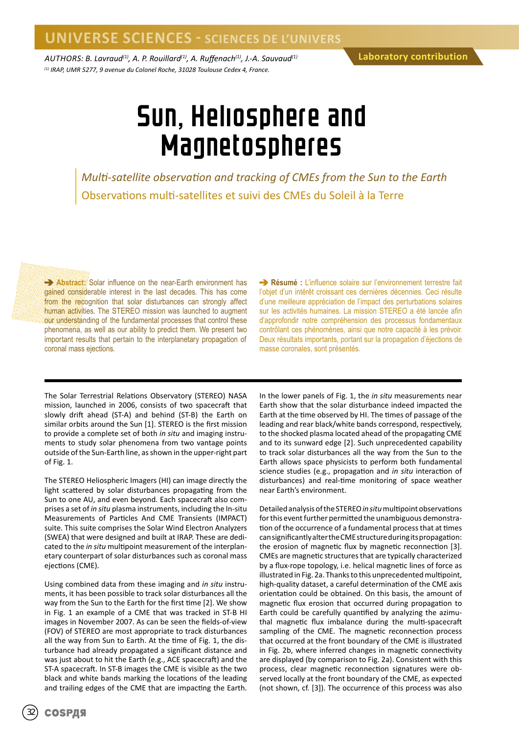UNIVERSE SCIENCES - SCIENCES DE L'UNIVERS

*AUTHORS: B. Lavraud[(1)], A. P. Rouillard[(1)], A. Ruffenach[(1)], J.-A. Sauvaud[(1)]*

*[(1)] IRAP, UMR 5277, 9 avenue du Colonel Roche, 31028 Toulouse Cedex 4, France.*

Laboratory contribution

# Sun, Heliosphere and Magnetospheres

*Multi-satellite observation and tracking of CMEs from the Sun to the Earth*

Observations multi-satellites et suivi des CMEs du Soleil à la Terre

➔ **Abstract:** Solar influence on the near-Earth environment has gained considerable interest in the last decades. This has come from the recognition that solar disturbances can strongly affect human activities. The STEREO mission was launched to augment our understanding of the fundamental processes that control these phenomena, as well as our ability to predict them. We present two important results that pertain to the interplanetary propagation of coronal mass ejections.

➔ **Résumé :** L'influence solaire sur l'environnement terrestre fait l'objet d'un intérêt croissant ces dernières décennies. Ceci résulte d'une meilleure appréciation de l'impact des perturbations solaires sur les activités humaines. La mission STEREO a été lancée afin d'approfondir notre compréhension des processus fondamentaux contrôlant ces phénomènes, ainsi que notre capacité à les prévoir. Deux résultats importants, portant sur la propagation d'éjections de masse coronales, sont présentés.

The Solar Terrestrial Relations Observatory (STEREO) NASA mission, launched in 2006, consists of two spacecraft that slowly drift ahead (ST-A) and behind (ST-B) the Earth on similar orbits around the Sun [1]. STEREO is the first mission to provide a complete set of both *in situ* and imaging instruments to study solar phenomena from two vantage points outside of the Sun-Earth line, as shown in the upper-right part of Fig. 1.

The STEREO Heliospheric Imagers (HI) can image directly the light scattered by solar disturbances propagating from the Sun to one AU, and even beyond. Each spacecraft also comprises a set of *in situ* plasma instruments, including the In-situ Measurements of Particles And CME Transients (IMPACT) suite. This suite comprises the Solar Wind Electron Analyzers (SWEA) that were designed and built at IRAP. These are dedicated to the *in situ* multipoint measurement of the interplanetary counterpart of solar disturbances such as coronal mass ejections (CME).

Using combined data from these imaging and *in situ* instruments, it has been possible to track solar disturbances all the way from the Sun to the Earth for the first time [2]. We show in Fig. 1 an example of a CME that was tracked in ST-B HI images in November 2007. As can be seen the fields-of-view (FOV) of STEREO are most appropriate to track disturbances all the way from Sun to Earth. At the time of Fig. 1, the disturbance had already propagated a significant distance and was just about to hit the Earth (e.g., ACE spacecraft) and the ST-A spacecraft. In ST-B images the CME is visible as the two black and white bands marking the locations of the leading and trailing edges of the CME that are impacting the Earth.

In the lower panels of Fig. 1, the *in situ* measurements near Earth show that the solar disturbance indeed impacted the Earth at the time observed by HI. The times of passage of the leading and rear black/white bands correspond, respectively, to the shocked plasma located ahead of the propagating CME and to its sunward edge [2]. Such unprecedented capability to track solar disturbances all the way from the Sun to the Earth allows space physicists to perform both fundamental science studies (e.g., propagation and *in situ* interaction of disturbances) and real-time monitoring of space weather near Earth's environment.

Detailed analysis of the STEREO *in situ* multipoint observations for this event further permitted the unambiguous demonstration of the occurrence of a fundamental process that at times can significantly alter the CME structure during its propagation: the erosion of magnetic flux by magnetic reconnection [3]. CMEs are magnetic structures that are typically characterized by a flux-rope topology, i.e. helical magnetic lines of force as illustrated in Fig. 2a. Thanks to this unprecedented multipoint, high-quality dataset, a careful determination of the CME axis orientation could be obtained. On this basis, the amount of magnetic flux erosion that occurred during propagation to Earth could be carefully quantified by analyzing the azimuthal magnetic flux imbalance during the multi-spacecraft sampling of the CME. The magnetic reconnection process that occurred at the front boundary of the CME is illustrated in Fig. 2b, where inferred changes in magnetic connectivity are displayed (by comparison to Fig. 2a). Consistent with this process, clear magnetic reconnection signatures were observed locally at the front boundary of the CME, as expected (not shown, cf. [3]). The occurrence of this process was also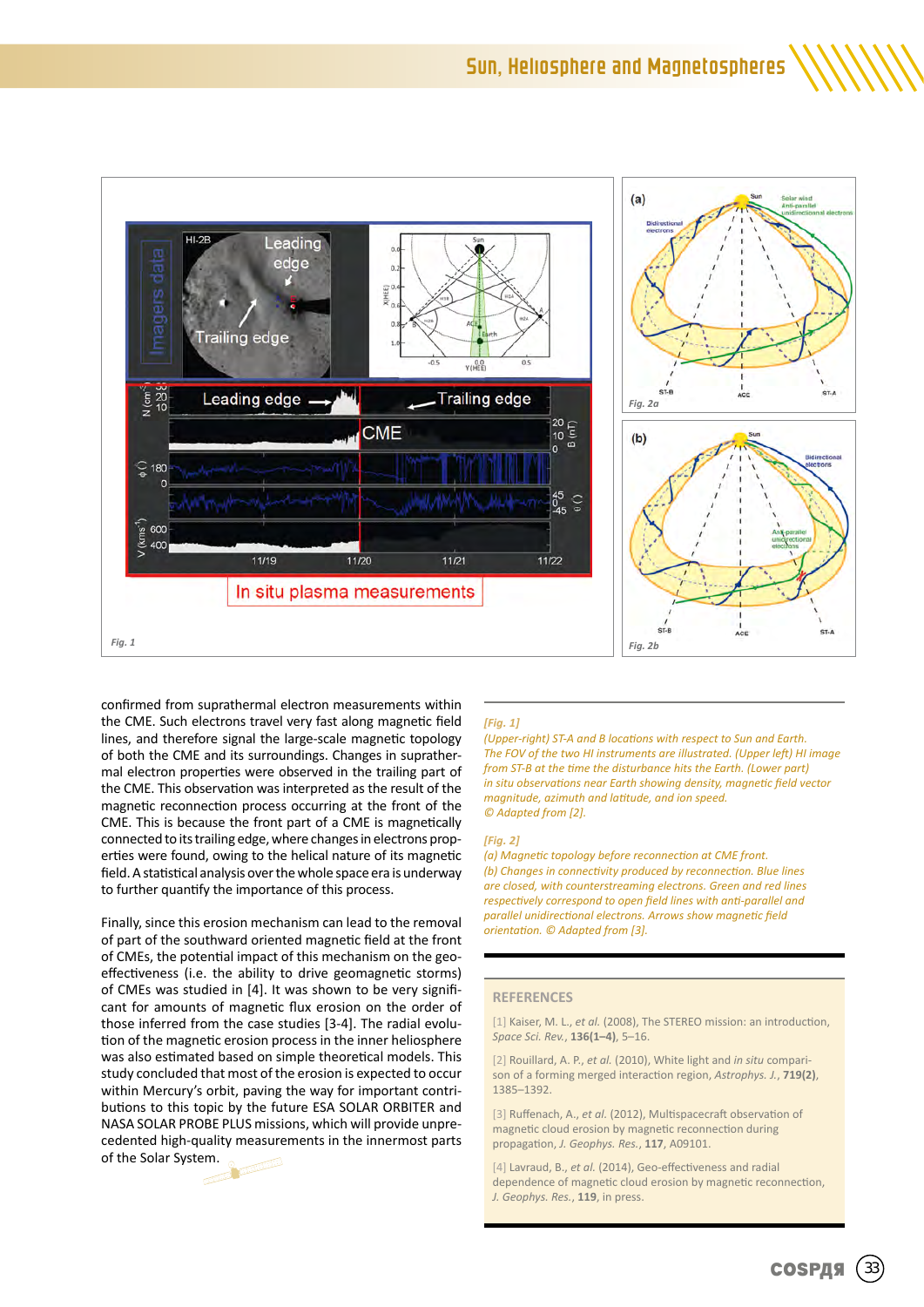confirmed from suprathermal electron measurements within the CME. Such electrons travel very fast along magnetic field lines, and therefore signal the large-scale magnetic topology of both the CME and its surroundings. Changes in suprathermal electron properties were observed in the trailing part of the CME. This observation was interpreted as the result of the magnetic reconnection process occurring at the front of the CME. This is because the front part of a CME is magnetically connected to its trailing edge, where changes in electrons properties were found, owing to the helical nature of its magnetic field. A statistical analysis over the whole space era is underway to further quantify the importance of this process.

Finally, since this erosion mechanism can lead to the removal of part of the southward oriented magnetic field at the front of CMEs, the potential impact of this mechanism on the geo-effectiveness (i.e. the ability to drive geomagnetic storms) of CMEs was studied in [4]. It was shown to be very significant for amounts of magnetic flux erosion on the order of those inferred from the case studies [3-4]. The radial evolution of the magnetic erosion process in the inner heliosphere was also estimated based on simple theoretical models. This study concluded that most of the erosion is expected to occur within Mercury's orbit, paving the way for important contributions to this topic by the future ESA SOLAR ORBITER and NASA SOLAR PROBE PLUS missions, which will provide unprecedented high-quality measurements in the innermost parts of the Solar System.

*[Fig. 1]*
*(Upper-right) ST-A and B locations with respect to Sun and Earth. The FOV of the two HI instruments are illustrated. (Upper left) HI image from ST-B at the time the disturbance hits the Earth. (Lower part) in situ observations near Earth showing density, magnetic field vector magnitude, azimuth and latitude, and ion speed. © Adapted from [2].*

*[Fig. 2]*
*(a) Magnetic topology before reconnection at CME front.*
*(b) Changes in connectivity produced by reconnection. Blue lines are closed, with counterstreaming electrons. Green and red lines respectively correspond to open field lines with anti-parallel and parallel unidirectional electrons. Arrows show magnetic field orientation. © Adapted from [3].*

## REFERENCES

[1] Kaiser, M. L., *et al.* (2008), The STEREO mission: an introduction, *Space Sci. Rev.*, **136(1–4)**, 5–16.

[2] Rouillard, A. P., *et al.* (2010), White light and *in situ* comparison of a forming merged interaction region, *Astrophys. J.*, **719(2)**, 1385–1392.

[3] Ruffenach, A., *et al.* (2012), Multispacecraft observation of magnetic cloud erosion by magnetic reconnection during propagation, *J. Geophys. Res.*, **117**, A09101.

[4] Lavraud, B., *et al.* (2014), Geo-effectiveness and radial dependence of magnetic cloud erosion by magnetic reconnection, *J. Geophys. Res.*, **119**, in press.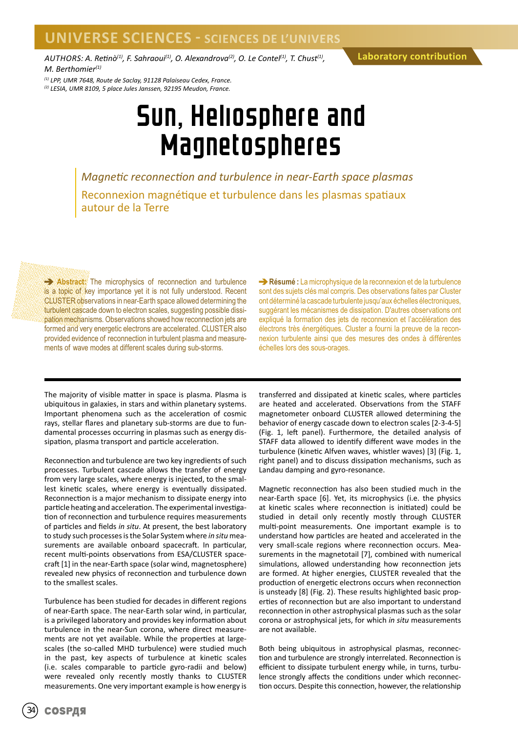UNIVERSE SCIENCES - SCIENCES DE L'UNIVERS

AUTHORS: A. Retinò[(1)], F. Sahraoui[(1)], O. Alexandrova[(2)], O. Le Contel[(1)], T. Chust[(1)], M. Berthomier[(1)]

[(1)] LPP, UMR 7648, Route de Saclay, 91128 Palaiseau Cedex, France.
[(2)] LESIA, UMR 8109, 5 place Jules Janssen, 92195 Meudon, France.

Laboratory contribution

# Sun, Heliosphere and Magnetospheres

## *Magnetic reconnection and turbulence in near-Earth space plasmas*

## Reconnexion magnétique et turbulence dans les plasmas spatiaux autour de la Terre

➔ **Abstract:** The microphysics of reconnection and turbulence is a topic of key importance yet it is not fully understood. Recent CLUSTER observations in near-Earth space allowed determining the turbulent cascade down to electron scales, suggesting possible dissipation mechanisms. Observations showed how reconnection jets are formed and very energetic electrons are accelerated. CLUSTER also provided evidence of reconnection in turbulent plasma and measurements of wave modes at different scales during sub-storms.

➔ **Résumé :** La microphysique de la reconnexion et de la turbulence sont des sujets clés mal compris. Des observations faites par Cluster ont déterminé la cascade turbulente jusqu'aux échelles électroniques, suggérant les mécanismes de dissipation. D'autres observations ont expliqué la formation des jets de reconnexion et l'accélération des électrons très énergétiques. Cluster a fourni la preuve de la reconnexion turbulente ainsi que des mesures des ondes à différentes échelles lors des sous-orages.

The majority of visible matter in space is plasma. Plasma is ubiquitous in galaxies, in stars and within planetary systems. Important phenomena such as the acceleration of cosmic rays, stellar flares and planetary sub-storms are due to fundamental processes occurring in plasmas such as energy dissipation, plasma transport and particle acceleration.

Reconnection and turbulence are two key ingredients of such processes. Turbulent cascade allows the transfer of energy from very large scales, where energy is injected, to the smallest kinetic scales, where energy is eventually dissipated. Reconnection is a major mechanism to dissipate energy into particle heating and acceleration. The experimental investigation of reconnection and turbulence requires measurements of particles and fields *in situ*. At present, the best laboratory to study such processes is the Solar System where *in situ* measurements are available onboard spacecraft. In particular, recent multi-points observations from ESA/CLUSTER spacecraft [1] in the near-Earth space (solar wind, magnetosphere) revealed new physics of reconnection and turbulence down to the smallest scales.

Turbulence has been studied for decades in different regions of near-Earth space. The near-Earth solar wind, in particular, is a privileged laboratory and provides key information about turbulence in the near-Sun corona, where direct measurements are not yet available. While the properties at large-scales (the so-called MHD turbulence) were studied much in the past, key aspects of turbulence at kinetic scales (i.e. scales comparable to particle gyro-radii and below) were revealed only recently mostly thanks to CLUSTER measurements. One very important example is how energy is transferred and dissipated at kinetic scales, where particles are heated and accelerated. Observations from the STAFF magnetometer onboard CLUSTER allowed determining the behavior of energy cascade down to electron scales [2-3-4-5] (Fig. 1, left panel). Furthermore, the detailed analysis of STAFF data allowed to identify different wave modes in the turbulence (kinetic Alfven waves, whistler waves) [3] (Fig. 1, right panel) and to discuss dissipation mechanisms, such as Landau damping and gyro-resonance.

Magnetic reconnection has also been studied much in the near-Earth space [6]. Yet, its microphysics (i.e. the physics at kinetic scales where reconnection is initiated) could be studied in detail only recently mostly through CLUSTER multi-point measurements. One important example is to understand how particles are heated and accelerated in the very small-scale regions where reconnection occurs. Measurements in the magnetotail [7], combined with numerical simulations, allowed understanding how reconnection jets are formed. At higher energies, CLUSTER revealed that the production of energetic electrons occurs when reconnection is unsteady [8] (Fig. 2). These results highlighted basic properties of reconnection but are also important to understand reconnection in other astrophysical plasmas such as the solar corona or astrophysical jets, for which *in situ* measurements are not available.

Both being ubiquitous in astrophysical plasmas, reconnection and turbulence are strongly interrelated. Reconnection is efficient to dissipate turbulent energy while, in turns, turbulence strongly affects the conditions under which reconnection occurs. Despite this connection, however, the relationship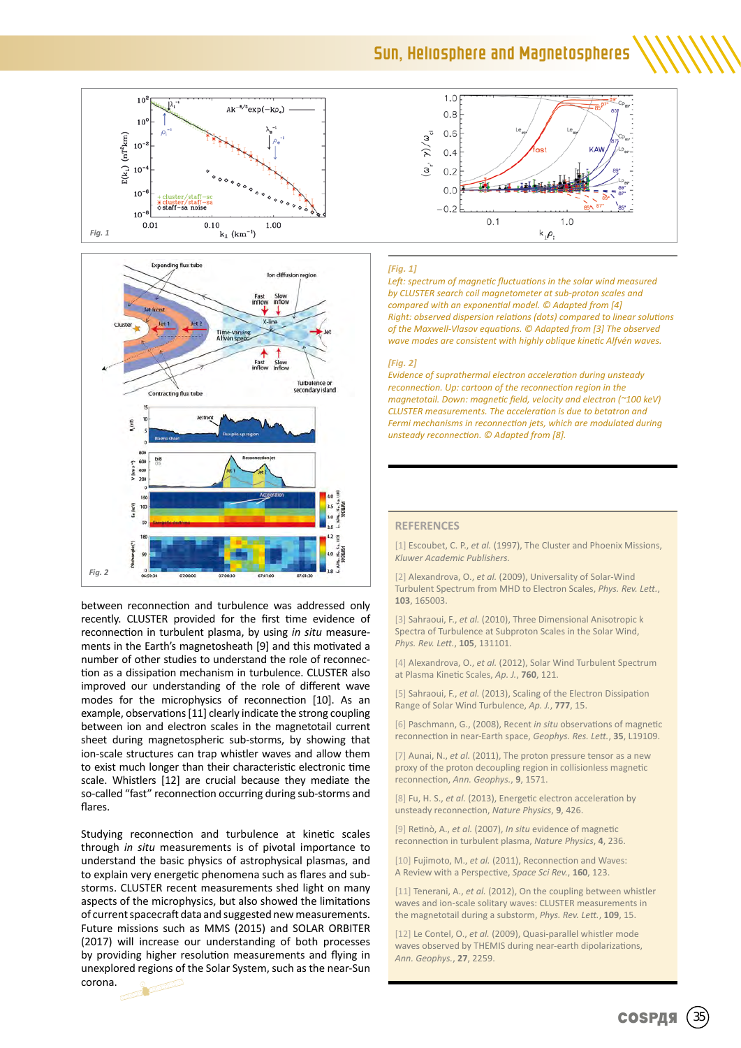Fig. 1

Fig. 2

*[Fig. 1]*
*Left: spectrum of magnetic fluctuations in the solar wind measured by CLUSTER search coil magnetometer at sub-proton scales and compared with an exponential model. © Adapted from [4]*
*Right: observed dispersion relations (dots) compared to linear solutions of the Maxwell-Vlasov equations. © Adapted from [3] The observed wave modes are consistent with highly oblique kinetic Alfvén waves.*

*[Fig. 2]*
*Evidence of suprathermal electron acceleration during unsteady reconnection. Up: cartoon of the reconnection region in the magnetotail. Down: magnetic field, velocity and electron (~100 keV) CLUSTER measurements. The acceleration is due to betatron and Fermi mechanisms in reconnection jets, which are modulated during unsteady reconnection. © Adapted from [8].*

between reconnection and turbulence was addressed only recently. CLUSTER provided for the first time evidence of reconnection in turbulent plasma, by using *in situ* measurements in the Earth's magnetosheath [9] and this motivated a number of other studies to understand the role of reconnection as a dissipation mechanism in turbulence. CLUSTER also improved our understanding of the role of different wave modes for the microphysics of reconnection [10]. As an example, observations [11] clearly indicate the strong coupling between ion and electron scales in the magnetotail current sheet during magnetospheric sub-storms, by showing that ion-scale structures can trap whistler waves and allow them to exist much longer than their characteristic electron time scale. Whistlers [12] are crucial because they mediate the so-called "fast" reconnection occurring during sub-storms and flares.

Studying reconnection and turbulence at kinetic scales through *in situ* measurements is of pivotal importance to understand the basic physics of astrophysical plasmas, and to explain very energetic phenomena such as flares and sub-storms. CLUSTER recent measurements shed light on many aspects of the microphysics, but also showed the limitations of current spacecraft data and suggested new measurements. Future missions such as MMS (2015) and SOLAR ORBITER (2017) will increase our understanding of both processes by providing higher resolution measurements and flying in unexplored regions of the Solar System, such as the near-Sun corona.

## REFERENCES

[1] Escoubet, C. P., *et al.* (1997), The Cluster and Phoenix Missions, *Kluwer Academic Publishers.*

[2] Alexandrova, O., *et al.* (2009), Universality of Solar-Wind Turbulent Spectrum from MHD to Electron Scales, *Phys. Rev. Lett.*, **103**, 165003.

[3] Sahraoui, F., *et al.* (2010), Three Dimensional Anisotropic k Spectra of Turbulence at Subproton Scales in the Solar Wind, *Phys. Rev. Lett.*, **105**, 131101.

[4] Alexandrova, O., *et al.* (2012), Solar Wind Turbulent Spectrum at Plasma Kinetic Scales, *Ap. J.*, **760**, 121.

[5] Sahraoui, F., *et al.* (2013), Scaling of the Electron Dissipation Range of Solar Wind Turbulence, *Ap. J.*, **777**, 15.

[6] Paschmann, G., (2008), Recent *in situ* observations of magnetic reconnection in near-Earth space, *Geophys. Res. Lett.*, **35**, L19109.

[7] Aunai, N., *et al.* (2011), The proton pressure tensor as a new proxy of the proton decoupling region in collisionless magnetic reconnection, *Ann. Geophys.*, **9**, 1571.

[8] Fu, H. S., *et al.* (2013), Energetic electron acceleration by unsteady reconnection, *Nature Physics*, **9**, 426.

[9] Retinò, A., *et al.* (2007), *In situ* evidence of magnetic reconnection in turbulent plasma, *Nature Physics*, **4**, 236.

[10] Fujimoto, M., *et al.* (2011), Reconnection and Waves: A Review with a Perspective, *Space Sci Rev.*, **160**, 123.

[11] Tenerani, A., *et al.* (2012), On the coupling between whistler waves and ion-scale solitary waves: CLUSTER measurements in the magnetotail during a substorm, *Phys. Rev. Lett.*, **109**, 15.

[12] Le Contel, O., *et al.* (2009), Quasi-parallel whistler mode waves observed by THEMIS during near-earth dipolarizations, *Ann. Geophys.*, **27**, 2259.